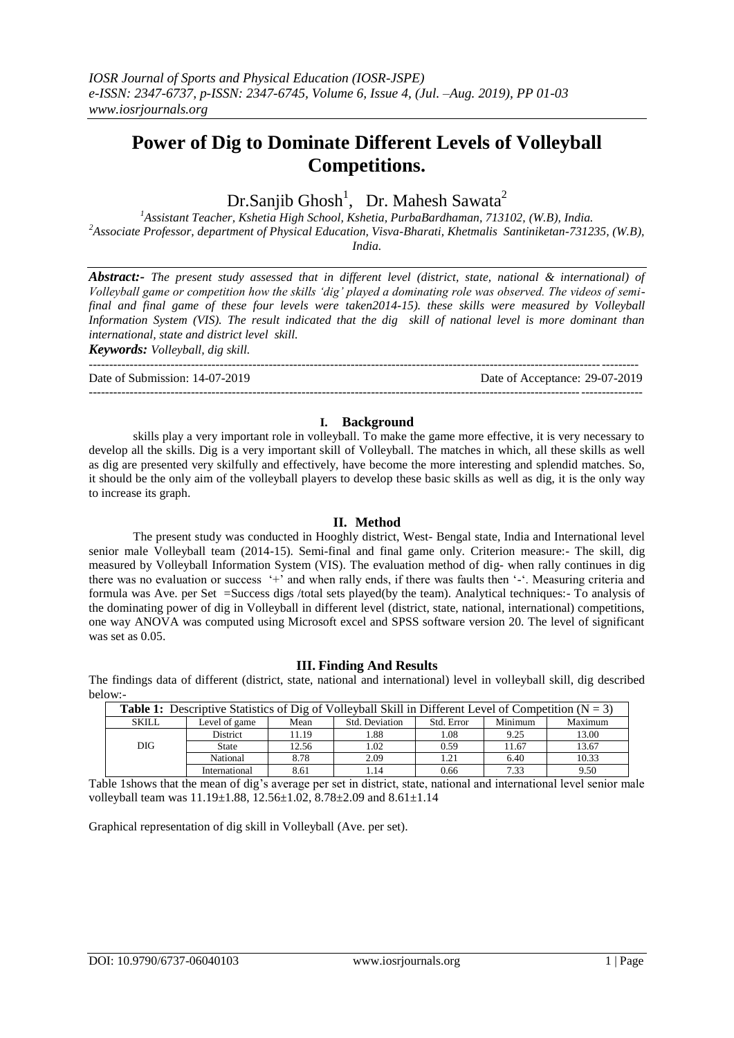# Power of Dig to Dominate Different Levels of Volleyball Competitions.

Dr.Sanjib Ghosh[1], Dr. Mahesh Sawata[2]

[1]Assistant Teacher, Kshetia High School, Kshetia, PurbaBardhaman, 713102, (W.B), India.
[2]Associate Professor, department of Physical Education, Visva-Bharati, Khetmalis Santiniketan-731235, (W.B), India.

***Abstract:-*** *The present study assessed that in different level (district, state, national & international) of Volleyball game or competition how the skills 'dig' played a dominating role was observed. The videos of semi-final and final game of these four levels were taken2014-15). these skills were measured by Volleyball Information System (VIS). The result indicated that the dig skill of national level is more dominant than international, state and district level skill.*

***Keywords:*** *Volleyball, dig skill.*

---

Date of Submission: 14-07-2019 Date of Acceptance: 29-07-2019

---

## I. Background

skills play a very important role in volleyball. To make the game more effective, it is very necessary to develop all the skills. Dig is a very important skill of Volleyball. The matches in which, all these skills as well as dig are presented very skilfully and effectively, have become the more interesting and splendid matches. So, it should be the only aim of the volleyball players to develop these basic skills as well as dig, it is the only way to increase its graph.

## II. Method

The present study was conducted in Hooghly district, West- Bengal state, India and International level senior male Volleyball team (2014-15). Semi-final and final game only. Criterion measure:- The skill, dig measured by Volleyball Information System (VIS). The evaluation method of dig- when rally continues in dig there was no evaluation or success '+' and when rally ends, if there was faults then '-'. Measuring criteria and formula was Ave. per Set =Success digs /total sets played(by the team). Analytical techniques:- To analysis of the dominating power of dig in Volleyball in different level (district, state, national, international) competitions, one way ANOVA was computed using Microsoft excel and SPSS software version 20. The level of significant was set as 0.05.

## III. Finding And Results

The findings data of different (district, state, national and international) level in volleyball skill, dig described below:-

**Table 1:** Descriptive Statistics of Dig of Volleyball Skill in Different Level of Competition (N = 3)

| SKILL | Level of game | Mean | Std. Deviation | Std. Error | Minimum | Maximum |
|---|---|---|---|---|---|---|
| DIG | District | 11.19 | 1.88 | 1.08 | 9.25 | 13.00 |
| | State | 12.56 | 1.02 | 0.59 | 11.67 | 13.67 |
| | National | 8.78 | 2.09 | 1.21 | 6.40 | 10.33 |
| | International | 8.61 | 1.14 | 0.66 | 7.33 | 9.50 |

Table 1shows that the mean of dig's average per set in district, state, national and international level senior male volleyball team was 11.19±1.88, 12.56±1.02, 8.78±2.09 and 8.61±1.14

Graphical representation of dig skill in Volleyball (Ave. per set).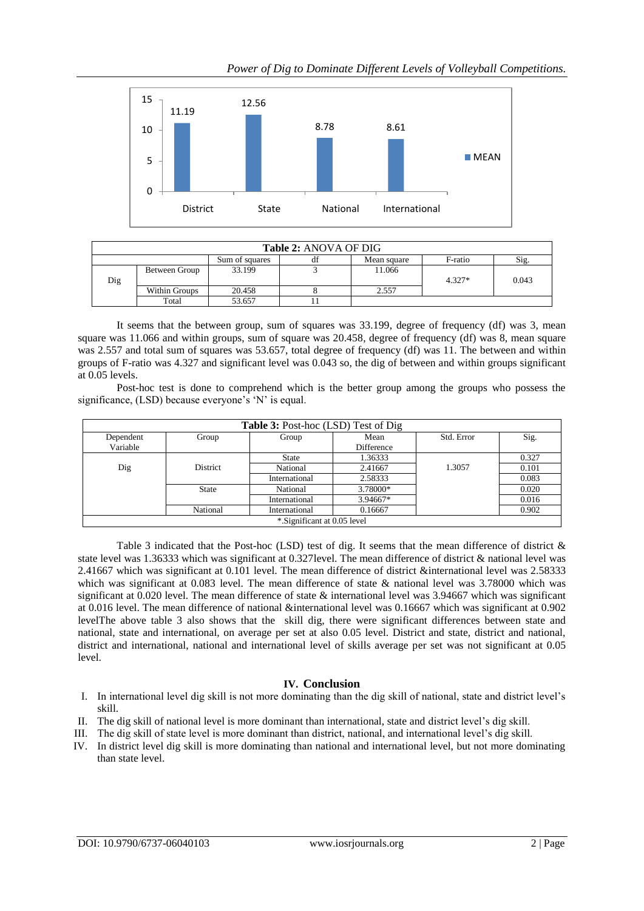| | Sum of squares | df | Mean square | F-ratio | Sig. |
|---|---|---|---|---|---|

**Table 2:** ANOVA OF DIG

| | | Sum of squares | df | Mean square | F-ratio | Sig. |
|---|---|---|---|---|---|---|
| Dig | Between Group | 33.199 | 3 | 11.066 | 4.327* | 0.043 |
| | Within Groups | 20.458 | 8 | 2.557 | | |
| | Total | 53.657 | 11 | | | |

It seems that the between group, sum of squares was 33.199, degree of frequency (df) was 3, mean square was 11.066 and within groups, sum of square was 20.458, degree of frequency (df) was 8, mean square was 2.557 and total sum of squares was 53.657, total degree of frequency (df) was 11. The between and within groups of F-ratio was 4.327 and significant level was 0.043 so, the dig of between and within groups significant at 0.05 levels.

Post-hoc test is done to comprehend which is the better group among the groups who possess the significance, (LSD) because everyone's 'N' is equal.

**Table 3:** Post-hoc (LSD) Test of Dig

| Dependent Variable | Group | Group | Mean Difference | Std. Error | Sig. |
|---|---|---|---|---|---|
| Dig | District | State | 1.36333 | 1.3057 | 0.327 |
| | | National | 2.41667 | | 0.101 |
| | | International | 2.58333 | | 0.083 |
| | State | National | 3.78000* | | 0.020 |
| | | International | 3.94667* | | 0.016 |
| | National | International | 0.16667 | | 0.902 |

*.Significant at 0.05 level

Table 3 indicated that the Post-hoc (LSD) test of dig. It seems that the mean difference of district & state level was 1.36333 which was significant at 0.327level. The mean difference of district & national level was 2.41667 which was significant at 0.101 level. The mean difference of district &international level was 2.58333 which was significant at 0.083 level. The mean difference of state & national level was 3.78000 which was significant at 0.020 level. The mean difference of state & international level was 3.94667 which was significant at 0.016 level. The mean difference of national &international level was 0.16667 which was significant at 0.902 levelThe above table 3 also shows that the skill dig, there were significant differences between state and national, state and international, on average per set at also 0.05 level. District and state, district and national, district and international, national and international level of skills average per set was not significant at 0.05 level.

## IV. Conclusion

I. In international level dig skill is not more dominating than the dig skill of national, state and district level's skill.

II. The dig skill of national level is more dominant than international, state and district level's dig skill.

III. The dig skill of state level is more dominant than district, national, and international level's dig skill.

IV. In district level dig skill is more dominating than national and international level, but not more dominating than state level.

| Group | MEAN |
|---|---|
| District | 11.19 |
| State | 12.56 |
| National | 8.78 |
| International | 8.61 |

**Table 2:** ANOVA OF DIG

| | | Sum of squares | df | Mean square | F-ratio | Sig. |
|---|---|---|---|---|---|---|
| Dig | Between Group | 33.199 | 3 | 11.066 | 4.327* | 0.043 |
| | Within Groups | 20.458 | 8 | 2.557 | | |
| | Total | 53.657 | 11 | | | |

It seems that the between group, sum of squares was 33.199, degree of frequency (df) was 3, mean square was 11.066 and within groups, sum of square was 20.458, degree of frequency (df) was 8, mean square was 2.557 and total sum of squares was 53.657, total degree of frequency (df) was 11. The between and within groups of F-ratio was 4.327 and significant level was 0.043 so, the dig of between and within groups significant at 0.05 levels.

Post-hoc test is done to comprehend which is the better group among the groups who possess the significance, (LSD) because everyone's 'N' is equal.

**Table 3:** Post-hoc (LSD) Test of Dig

| Dependent Variable | Group | Group | Mean Difference | Std. Error | Sig. |
|---|---|---|---|---|---|
| Dig | District | State | 1.36333 | 1.3057 | 0.327 |
| | | National | 2.41667 | | 0.101 |
| | | International | 2.58333 | | 0.083 |
| | State | National | 3.78000* | | 0.020 |
| | | International | 3.94667* | | 0.016 |
| | National | International | 0.16667 | | 0.902 |

*.Significant at 0.05 level

Table 3 indicated that the Post-hoc (LSD) test of dig. It seems that the mean difference of district & state level was 1.36333 which was significant at 0.327level. The mean difference of district & national level was 2.41667 which was significant at 0.101 level. The mean difference of district &international level was 2.58333 which was significant at 0.083 level. The mean difference of state & national level was 3.78000 which was significant at 0.020 level. The mean difference of state & international level was 3.94667 which was significant at 0.016 level. The mean difference of national &international level was 0.16667 which was significant at 0.902 levelThe above table 3 also shows that the skill dig, there were significant differences between state and national, state and international, on average per set at also 0.05 level. District and state, district and national, district and international, national and international level of skills average per set was not significant at 0.05 level.

## IV. Conclusion

I. In international level dig skill is not more dominating than the dig skill of national, state and district level's skill.

II. The dig skill of national level is more dominant than international, state and district level's dig skill.

III. The dig skill of state level is more dominant than district, national, and international level's dig skill.

IV. In district level dig skill is more dominating than national and international level, but not more dominating than state level.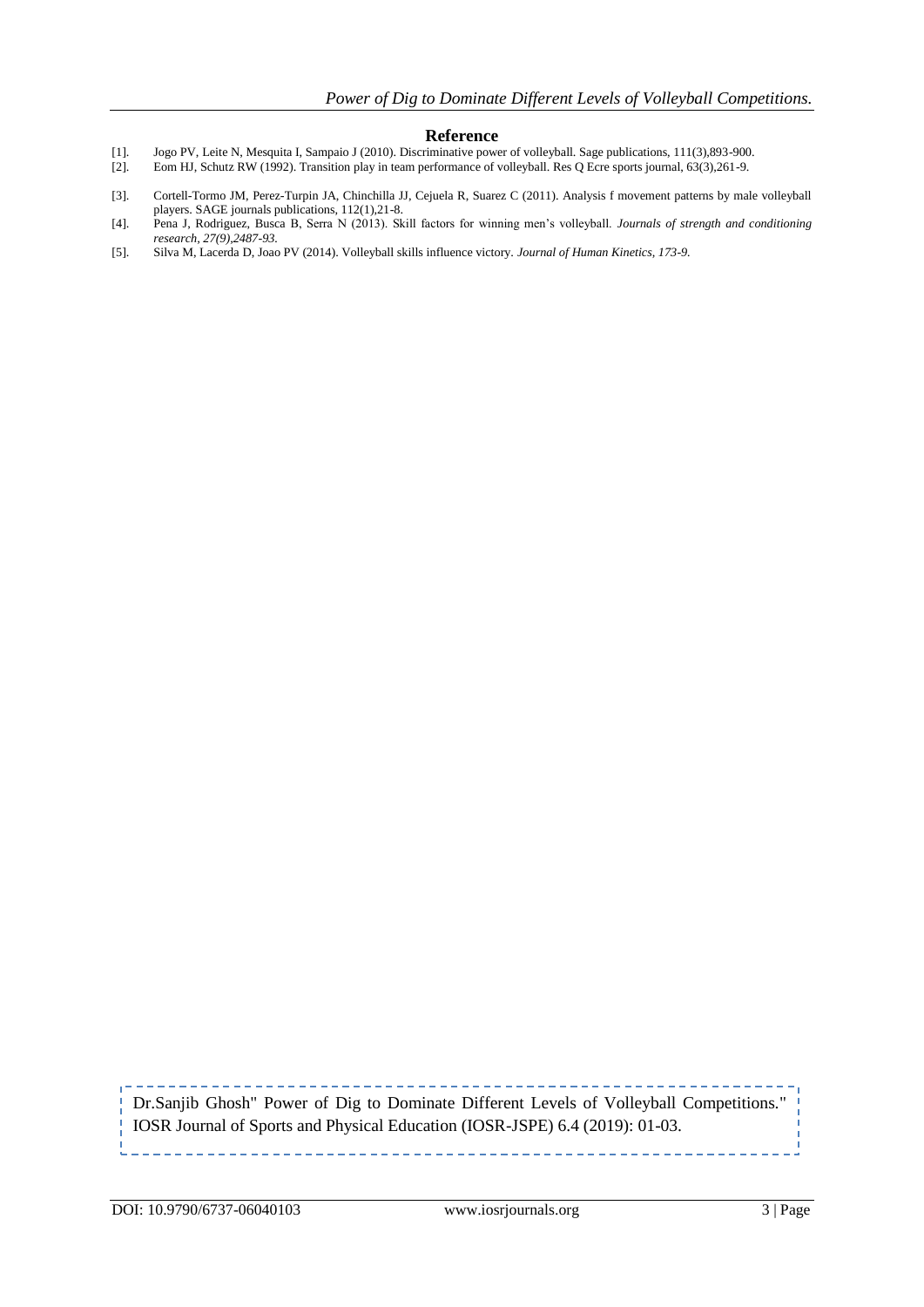## Reference

[1]. Jogo PV, Leite N, Mesquita I, Sampaio J (2010). Discriminative power of volleyball. Sage publications, 111(3),893-900.

[2]. Eom HJ, Schutz RW (1992). Transition play in team performance of volleyball. Res Q Ecre sports journal, 63(3),261-9.

[3]. Cortell-Tormo JM, Perez-Turpin JA, Chinchilla JJ, Cejuela R, Suarez C (2011). Analysis f movement patterns by male volleyball players. SAGE journals publications, 112(1),21-8.

[4]. Pena J, Rodriguez, Busca B, Serra N (2013). Skill factors for winning men's volleyball. *Journals of strength and conditioning research, 27(9),2487-93.*

[5]. Silva M, Lacerda D, Joao PV (2014). Volleyball skills influence victory. *Journal of Human Kinetics, 173-9.*

Dr.Sanjib Ghosh" Power of Dig to Dominate Different Levels of Volleyball Competitions." IOSR Journal of Sports and Physical Education (IOSR-JSPE) 6.4 (2019): 01-03.